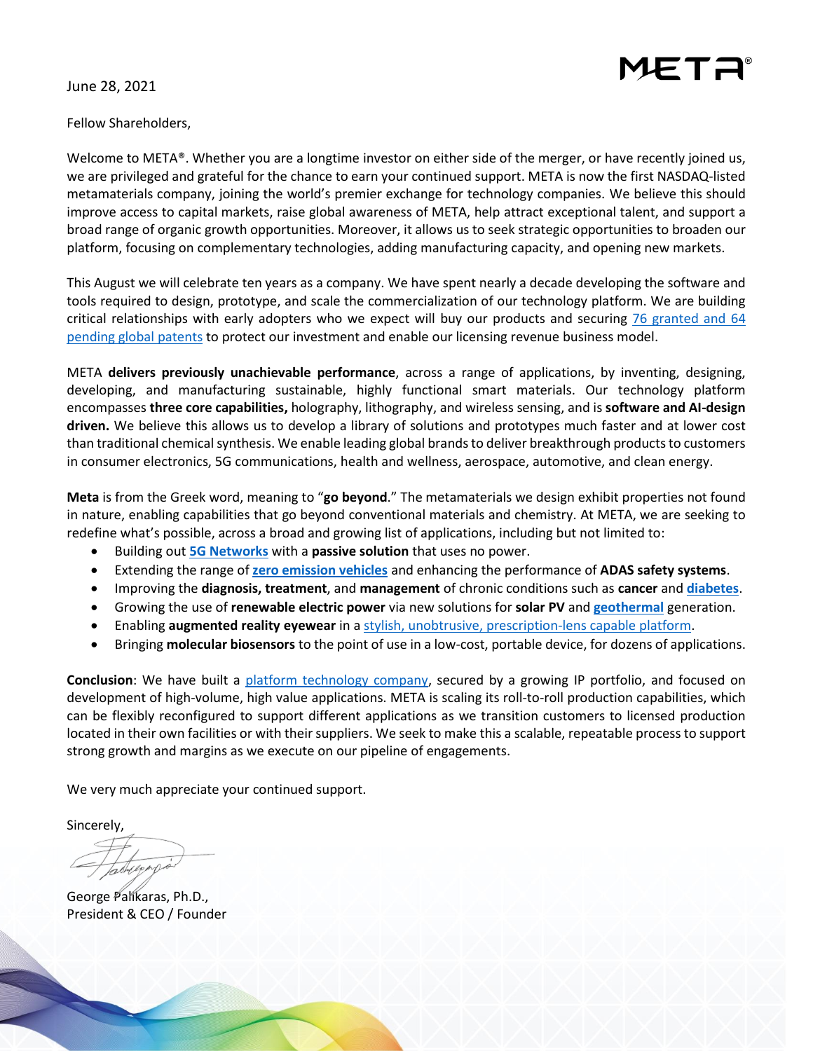META®

June 28, 2021

Fellow Shareholders,

Welcome to META®. Whether you are a longtime investor on either side of the merger, or have recently joined us, we are privileged and grateful for the chance to earn your continued support. META is now the first NASDAQ-listed metamaterials company, joining the world's premier exchange for technology companies. We believe this should improve access to capital markets, raise global awareness of META, help attract exceptional talent, and support a broad range of organic growth opportunities. Moreover, it allows us to seek strategic opportunities to broaden our platform, focusing on complementary technologies, adding manufacturing capacity, and opening new markets.

This August we will celebrate ten years as a company. We have spent nearly a decade developing the software and tools required to design, prototype, and scale the commercialization of our technology platform. We are building critical relationships with early adopters who we expect will buy our products and securing 76 granted and 64 pending global patents to protect our investment and enable our licensing revenue business model.

META **delivers previously unachievable performance**, across a range of applications, by inventing, designing, developing, and manufacturing sustainable, highly functional smart materials. Our technology platform encompasses **three core capabilities,** holography, lithography, and wireless sensing, and is **software and AI-design driven.** We believe this allows us to develop a library of solutions and prototypes much faster and at lower cost than traditional chemical synthesis. We enable leading global brands to deliver breakthrough products to customers in consumer electronics, 5G communications, health and wellness, aerospace, automotive, and clean energy.

**Meta** is from the Greek word, meaning to "**go beyond**." The metamaterials we design exhibit properties not found in nature, enabling capabilities that go beyond conventional materials and chemistry. At META, we are seeking to redefine what's possible, across a broad and growing list of applications, including but not limited to:

- Building out **5G Networks** with a **passive solution** that uses no power.
- Extending the range of **zero emission vehicles** and enhancing the performance of **ADAS safety systems**.
- Improving the **diagnosis, treatment**, and **management** of chronic conditions such as **cancer** and **diabetes**.
- Growing the use of **renewable electric power** via new solutions for **solar PV** and **geothermal** generation.
- Enabling **augmented reality eyewear** in a stylish, unobtrusive, prescription-lens capable platform.
- Bringing **molecular biosensors** to the point of use in a low-cost, portable device, for dozens of applications.

**Conclusion**: We have built a platform technology company, secured by a growing IP portfolio, and focused on development of high-volume, high value applications. META is scaling its roll-to-roll production capabilities, which can be flexibly reconfigured to support different applications as we transition customers to licensed production located in their own facilities or with their suppliers. We seek to make this a scalable, repeatable process to support strong growth and margins as we execute on our pipeline of engagements.

We very much appreciate your continued support.

Sincerely,

George Palikaras, Ph.D.,
President & CEO / Founder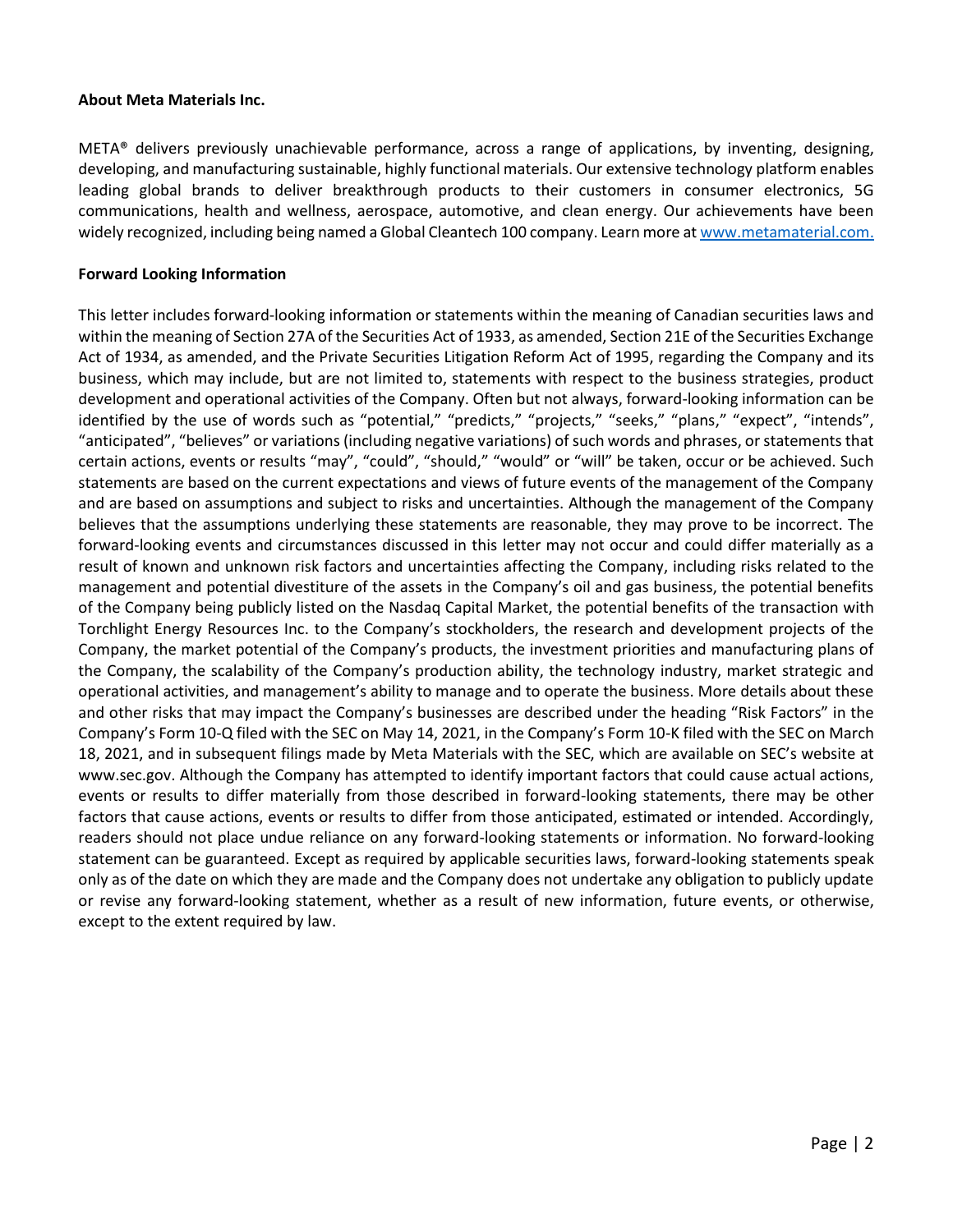**About Meta Materials Inc.**

META® delivers previously unachievable performance, across a range of applications, by inventing, designing, developing, and manufacturing sustainable, highly functional materials. Our extensive technology platform enables leading global brands to deliver breakthrough products to their customers in consumer electronics, 5G communications, health and wellness, aerospace, automotive, and clean energy. Our achievements have been widely recognized, including being named a Global Cleantech 100 company. Learn more at www.metamaterial.com.

**Forward Looking Information**

This letter includes forward-looking information or statements within the meaning of Canadian securities laws and within the meaning of Section 27A of the Securities Act of 1933, as amended, Section 21E of the Securities Exchange Act of 1934, as amended, and the Private Securities Litigation Reform Act of 1995, regarding the Company and its business, which may include, but are not limited to, statements with respect to the business strategies, product development and operational activities of the Company. Often but not always, forward-looking information can be identified by the use of words such as "potential," "predicts," "projects," "seeks," "plans," "expect", "intends", "anticipated", "believes" or variations (including negative variations) of such words and phrases, or statements that certain actions, events or results "may", "could", "should," "would" or "will" be taken, occur or be achieved. Such statements are based on the current expectations and views of future events of the management of the Company and are based on assumptions and subject to risks and uncertainties. Although the management of the Company believes that the assumptions underlying these statements are reasonable, they may prove to be incorrect. The forward-looking events and circumstances discussed in this letter may not occur and could differ materially as a result of known and unknown risk factors and uncertainties affecting the Company, including risks related to the management and potential divestiture of the assets in the Company's oil and gas business, the potential benefits of the Company being publicly listed on the Nasdaq Capital Market, the potential benefits of the transaction with Torchlight Energy Resources Inc. to the Company's stockholders, the research and development projects of the Company, the market potential of the Company's products, the investment priorities and manufacturing plans of the Company, the scalability of the Company's production ability, the technology industry, market strategic and operational activities, and management's ability to manage and to operate the business. More details about these and other risks that may impact the Company's businesses are described under the heading "Risk Factors" in the Company's Form 10-Q filed with the SEC on May 14, 2021, in the Company's Form 10-K filed with the SEC on March 18, 2021, and in subsequent filings made by Meta Materials with the SEC, which are available on SEC's website at www.sec.gov. Although the Company has attempted to identify important factors that could cause actual actions, events or results to differ materially from those described in forward-looking statements, there may be other factors that cause actions, events or results to differ from those anticipated, estimated or intended. Accordingly, readers should not place undue reliance on any forward-looking statements or information. No forward-looking statement can be guaranteed. Except as required by applicable securities laws, forward-looking statements speak only as of the date on which they are made and the Company does not undertake any obligation to publicly update or revise any forward-looking statement, whether as a result of new information, future events, or otherwise, except to the extent required by law.